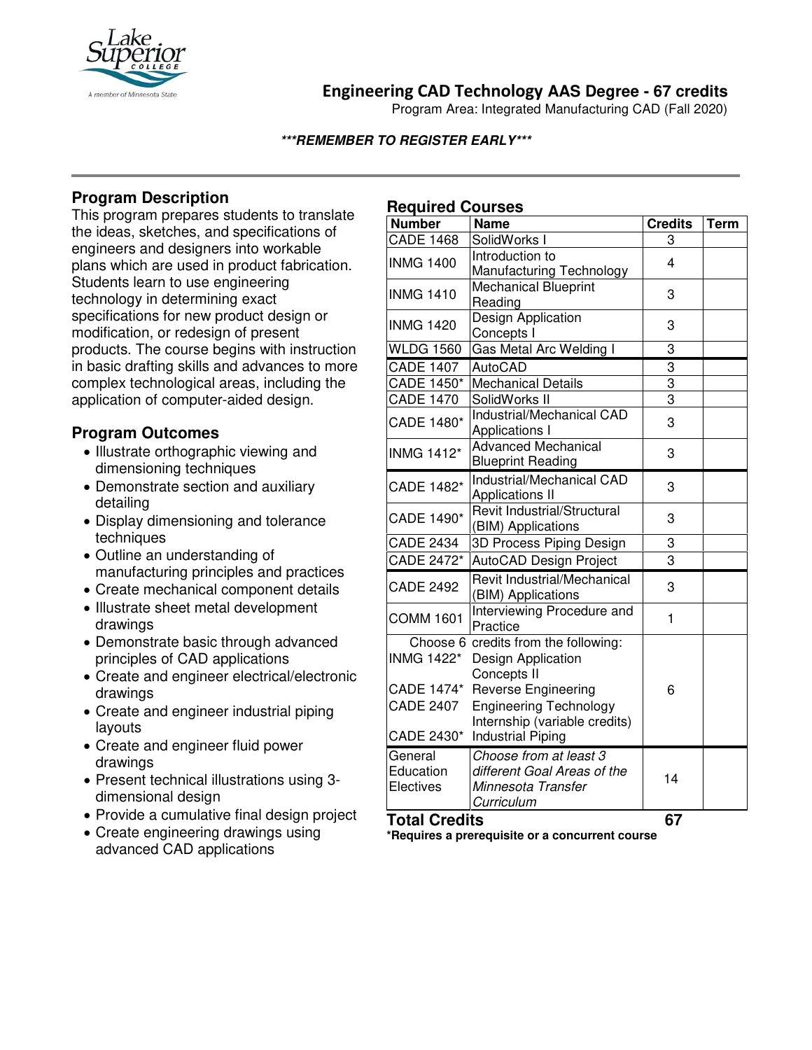# Engineering CAD Technology AAS Degree - 67 credits

Program Area: Integrated Manufacturing CAD (Fall 2020)

***REMEMBER TO REGISTER EARLY***

## Program Description

This program prepares students to translate the ideas, sketches, and specifications of engineers and designers into workable plans which are used in product fabrication. Students learn to use engineering technology in determining exact specifications for new product design or modification, or redesign of present products. The course begins with instruction in basic drafting skills and advances to more complex technological areas, including the application of computer-aided design.

## Program Outcomes

- Illustrate orthographic viewing and dimensioning techniques
- Demonstrate section and auxiliary detailing
- Display dimensioning and tolerance techniques
- Outline an understanding of manufacturing principles and practices
- Create mechanical component details
- Illustrate sheet metal development drawings
- Demonstrate basic through advanced principles of CAD applications
- Create and engineer electrical/electronic drawings
- Create and engineer industrial piping layouts
- Create and engineer fluid power drawings
- Present technical illustrations using 3-dimensional design
- Provide a cumulative final design project
- Create engineering drawings using advanced CAD applications

## Required Courses

| Number | Name | Credits | Term |
|---|---|---|---|
| CADE 1468 | SolidWorks I | 3 | |
| INMG 1400 | Introduction to Manufacturing Technology | 4 | |
| INMG 1410 | Mechanical Blueprint Reading | 3 | |
| INMG 1420 | Design Application Concepts I | 3 | |
| WLDG 1560 | Gas Metal Arc Welding I | 3 | |
| CADE 1407 | AutoCAD | 3 | |
| CADE 1450* | Mechanical Details | 3 | |
| CADE 1470 | SolidWorks II | 3 | |
| CADE 1480* | Industrial/Mechanical CAD Applications I | 3 | |
| INMG 1412* | Advanced Mechanical Blueprint Reading | 3 | |
| CADE 1482* | Industrial/Mechanical CAD Applications II | 3 | |
| CADE 1490* | Revit Industrial/Structural (BIM) Applications | 3 | |
| CADE 2434 | 3D Process Piping Design | 3 | |
| CADE 2472* | AutoCAD Design Project | 3 | |
| CADE 2492 | Revit Industrial/Mechanical (BIM) Applications | 3 | |
| COMM 1601 | Interviewing Procedure and Practice | 1 | |
| Choose 6 credits from the following:<br>INMG 1422*<br>CADE 1474*<br>CADE 2407<br>CADE 2430* | <br>Design Application Concepts II<br>Reverse Engineering<br>Engineering Technology Internship (variable credits)<br>Industrial Piping | 6 | |
| General Education Electives | *Choose from at least 3 different Goal Areas of the Minnesota Transfer Curriculum* | 14 | |
| **Total Credits** | | **67** | |

**\*Requires a prerequisite or a concurrent course**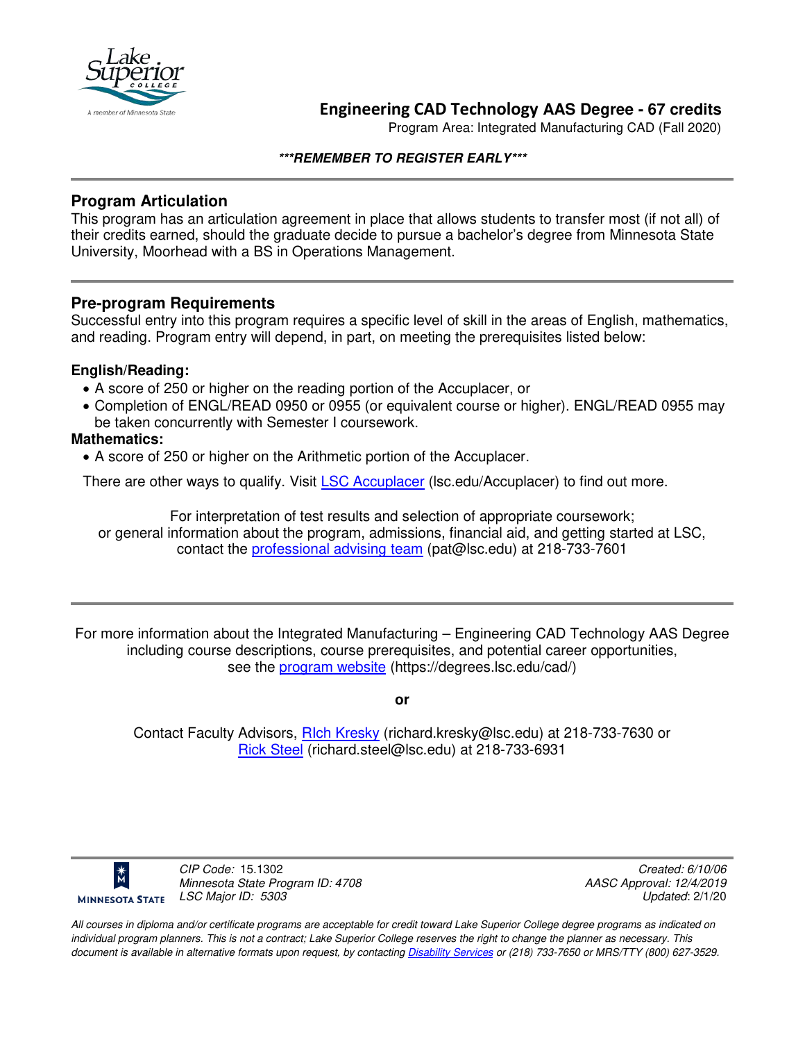# Engineering CAD Technology AAS Degree - 67 credits

Program Area: Integrated Manufacturing CAD (Fall 2020)

***REMEMBER TO REGISTER EARLY***

## Program Articulation

This program has an articulation agreement in place that allows students to transfer most (if not all) of their credits earned, should the graduate decide to pursue a bachelor's degree from Minnesota State University, Moorhead with a BS in Operations Management.

## Pre-program Requirements

Successful entry into this program requires a specific level of skill in the areas of English, mathematics, and reading. Program entry will depend, in part, on meeting the prerequisites listed below:

**English/Reading:**

- A score of 250 or higher on the reading portion of the Accuplacer, or
- Completion of ENGL/READ 0950 or 0955 (or equivalent course or higher). ENGL/READ 0955 may be taken concurrently with Semester I coursework.

**Mathematics:**

- A score of 250 or higher on the Arithmetic portion of the Accuplacer.

There are other ways to qualify. Visit LSC Accuplacer (lsc.edu/Accuplacer) to find out more.

For interpretation of test results and selection of appropriate coursework; or general information about the program, admissions, financial aid, and getting started at LSC, contact the professional advising team (pat@lsc.edu) at 218-733-7601

For more information about the Integrated Manufacturing – Engineering CAD Technology AAS Degree including course descriptions, course prerequisites, and potential career opportunities, see the program website (https://degrees.lsc.edu/cad/)

**or**

Contact Faculty Advisors, RIch Kresky (richard.kresky@lsc.edu) at 218-733-7630 or Rick Steel (richard.steel@lsc.edu) at 218-733-6931

*CIP Code:* 15.1302
*Minnesota State Program ID: 4708*
*LSC Major ID: 5303*

*Created: 6/10/06*
*AASC Approval: 12/4/2019*
*Updated*: 2/1/20

*All courses in diploma and/or certificate programs are acceptable for credit toward Lake Superior College degree programs as indicated on individual program planners. This is not a contract; Lake Superior College reserves the right to change the planner as necessary. This document is available in alternative formats upon request, by contacting Disability Services or (218) 733-7650 or MRS/TTY (800) 627-3529.*